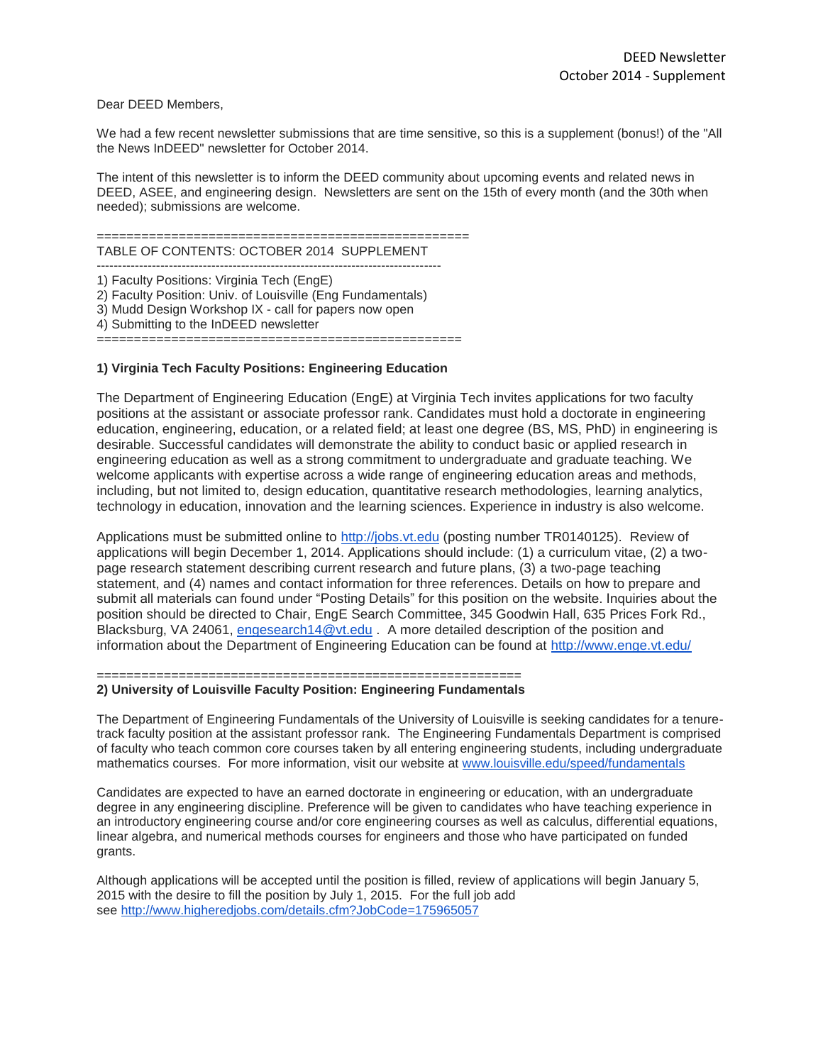Dear DEED Members,

We had a few recent newsletter submissions that are time sensitive, so this is a supplement (bonus!) of the "All the News InDEED" newsletter for October 2014.

The intent of this newsletter is to inform the DEED community about upcoming events and related news in DEED, ASEE, and engineering design. Newsletters are sent on the 15th of every month (and the 30th when needed); submissions are welcome.

==================================================

TABLE OF CONTENTS: OCTOBER 2014 SUPPLEMENT

--------------------------------------------------------------------------------

1) Faculty Positions: Virginia Tech (EngE)
2) Faculty Position: Univ. of Louisville (Eng Fundamentals)
3) Mudd Design Workshop IX - call for papers now open
4) Submitting to the InDEED newsletter

================================================

**1) Virginia Tech Faculty Positions: Engineering Education**

The Department of Engineering Education (EngE) at Virginia Tech invites applications for two faculty positions at the assistant or associate professor rank. Candidates must hold a doctorate in engineering education, engineering, education, or a related field; at least one degree (BS, MS, PhD) in engineering is desirable. Successful candidates will demonstrate the ability to conduct basic or applied research in engineering education as well as a strong commitment to undergraduate and graduate teaching. We welcome applicants with expertise across a wide range of engineering education areas and methods, including, but not limited to, design education, quantitative research methodologies, learning analytics, technology in education, innovation and the learning sciences. Experience in industry is also welcome.

Applications must be submitted online to http://jobs.vt.edu (posting number TR0140125). Review of applications will begin December 1, 2014. Applications should include: (1) a curriculum vitae, (2) a two-page research statement describing current research and future plans, (3) a two-page teaching statement, and (4) names and contact information for three references. Details on how to prepare and submit all materials can found under "Posting Details" for this position on the website. Inquiries about the position should be directed to Chair, EngE Search Committee, 345 Goodwin Hall, 635 Prices Fork Rd., Blacksburg, VA 24061, engesearch14@vt.edu . A more detailed description of the position and information about the Department of Engineering Education can be found at http://www.enge.vt.edu/

========================================================

**2) University of Louisville Faculty Position: Engineering Fundamentals**

The Department of Engineering Fundamentals of the University of Louisville is seeking candidates for a tenure-track faculty position at the assistant professor rank. The Engineering Fundamentals Department is comprised of faculty who teach common core courses taken by all entering engineering students, including undergraduate mathematics courses. For more information, visit our website at www.louisville.edu/speed/fundamentals

Candidates are expected to have an earned doctorate in engineering or education, with an undergraduate degree in any engineering discipline. Preference will be given to candidates who have teaching experience in an introductory engineering course and/or core engineering courses as well as calculus, differential equations, linear algebra, and numerical methods courses for engineers and those who have participated on funded grants.

Although applications will be accepted until the position is filled, review of applications will begin January 5, 2015 with the desire to fill the position by July 1, 2015. For the full job add see http://www.higheredjobs.com/details.cfm?JobCode=175965057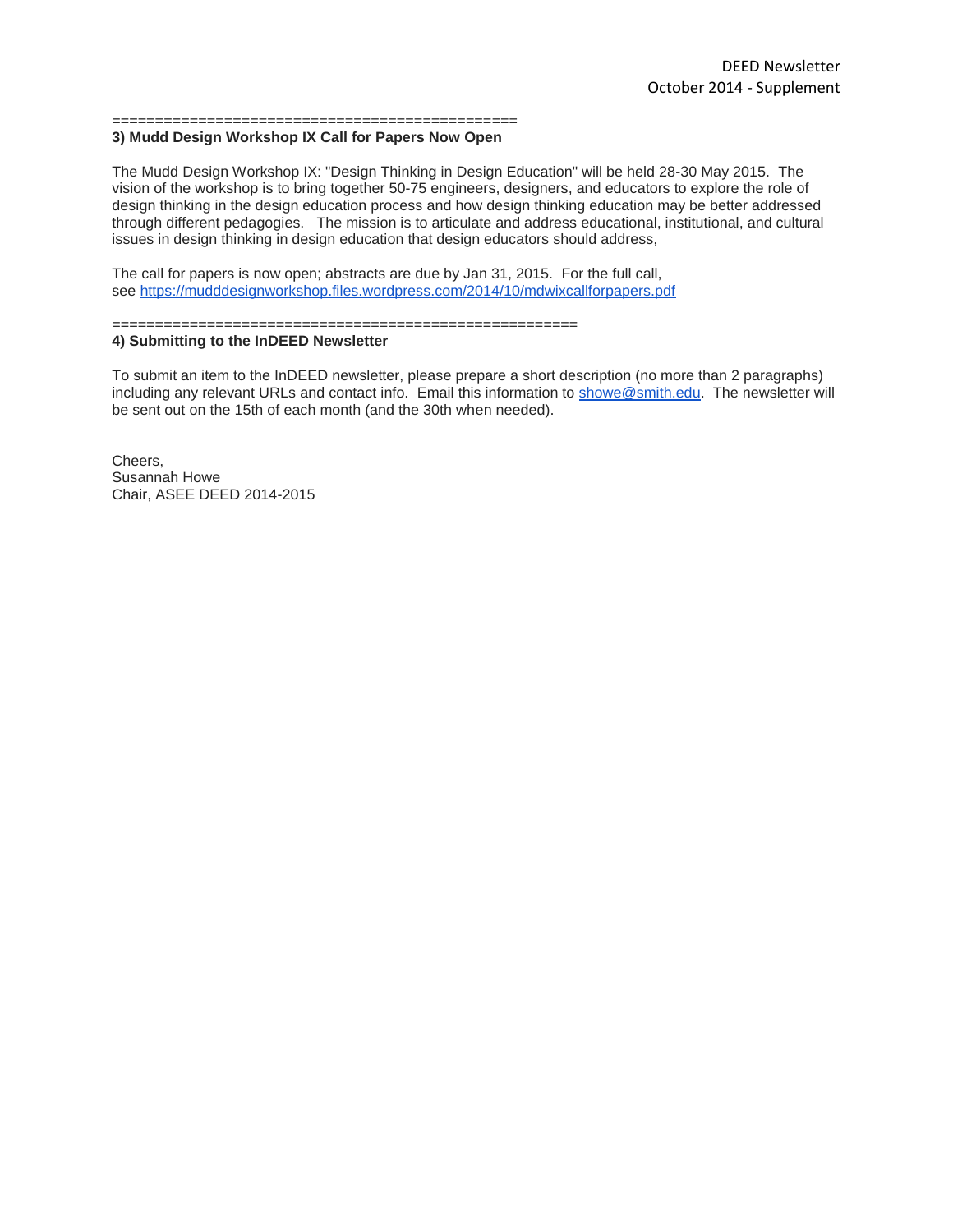================================================
**3) Mudd Design Workshop IX Call for Papers Now Open**

The Mudd Design Workshop IX: "Design Thinking in Design Education" will be held 28-30 May 2015. The vision of the workshop is to bring together 50-75 engineers, designers, and educators to explore the role of design thinking in the design education process and how design thinking education may be better addressed through different pedagogies. The mission is to articulate and address educational, institutional, and cultural issues in design thinking in design education that design educators should address,

The call for papers is now open; abstracts are due by Jan 31, 2015. For the full call, see https://mudddesignworkshop.files.wordpress.com/2014/10/mdwixcallforpapers.pdf

=====================================================
**4) Submitting to the InDEED Newsletter**

To submit an item to the InDEED newsletter, please prepare a short description (no more than 2 paragraphs) including any relevant URLs and contact info. Email this information to showe@smith.edu. The newsletter will be sent out on the 15th of each month (and the 30th when needed).

Cheers,
Susannah Howe
Chair, ASEE DEED 2014-2015